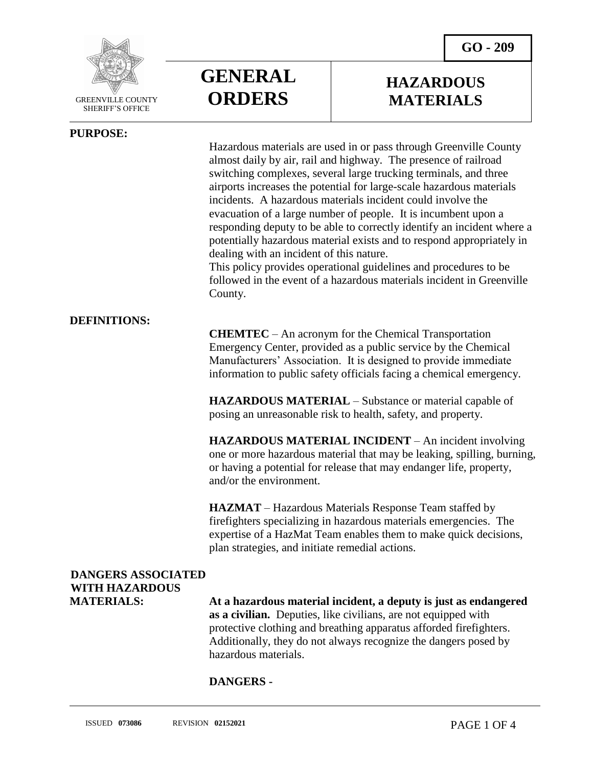GREENVILLE COUNTY SHERIFF'S OFFICE

# GENERAL ORDERS

# HAZARDOUS MATERIALS

**GO - 209**

## PURPOSE:

Hazardous materials are used in or pass through Greenville County almost daily by air, rail and highway. The presence of railroad switching complexes, several large trucking terminals, and three airports increases the potential for large-scale hazardous materials incidents. A hazardous materials incident could involve the evacuation of a large number of people. It is incumbent upon a responding deputy to be able to correctly identify an incident where a potentially hazardous material exists and to respond appropriately in dealing with an incident of this nature.

This policy provides operational guidelines and procedures to be followed in the event of a hazardous materials incident in Greenville County.

## DEFINITIONS:

**CHEMTEC** – An acronym for the Chemical Transportation Emergency Center, provided as a public service by the Chemical Manufacturers' Association. It is designed to provide immediate information to public safety officials facing a chemical emergency.

**HAZARDOUS MATERIAL** – Substance or material capable of posing an unreasonable risk to health, safety, and property.

**HAZARDOUS MATERIAL INCIDENT** – An incident involving one or more hazardous material that may be leaking, spilling, burning, or having a potential for release that may endanger life, property, and/or the environment.

**HAZMAT** – Hazardous Materials Response Team staffed by firefighters specializing in hazardous materials emergencies. The expertise of a HazMat Team enables them to make quick decisions, plan strategies, and initiate remedial actions.

## DANGERS ASSOCIATED WITH HAZARDOUS MATERIALS:

**At a hazardous material incident, a deputy is just as endangered as a civilian.** Deputies, like civilians, are not equipped with protective clothing and breathing apparatus afforded firefighters. Additionally, they do not always recognize the dangers posed by hazardous materials.

**DANGERS -**

ISSUED **073086** REVISION **02152021**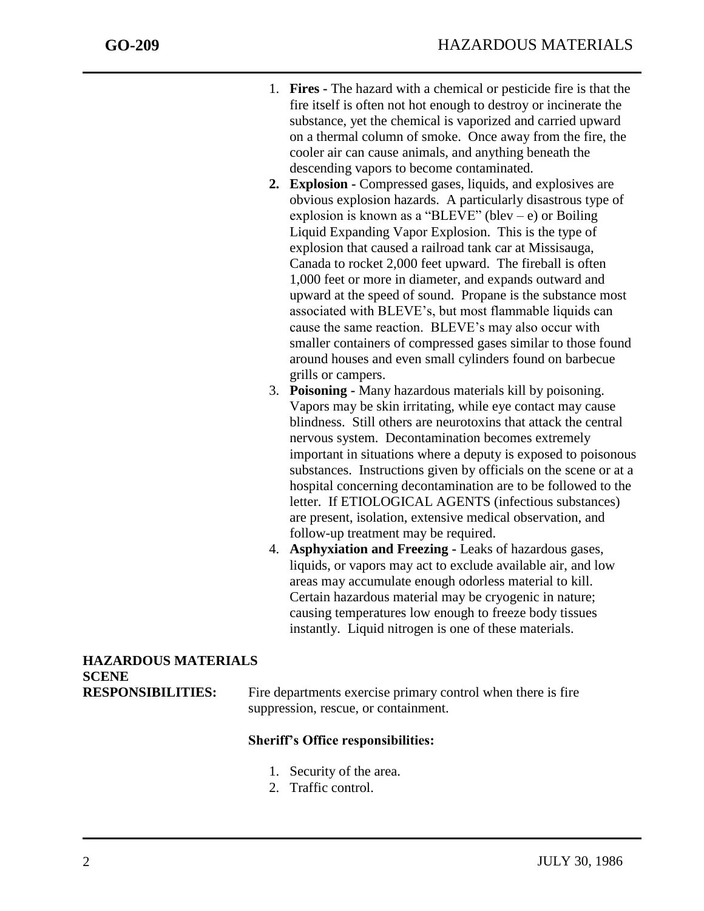1. **Fires -** The hazard with a chemical or pesticide fire is that the fire itself is often not hot enough to destroy or incinerate the substance, yet the chemical is vaporized and carried upward on a thermal column of smoke. Once away from the fire, the cooler air can cause animals, and anything beneath the descending vapors to become contaminated.
2. **Explosion -** Compressed gases, liquids, and explosives are obvious explosion hazards. A particularly disastrous type of explosion is known as a "BLEVE" (blev – e) or Boiling Liquid Expanding Vapor Explosion. This is the type of explosion that caused a railroad tank car at Missisauga, Canada to rocket 2,000 feet upward. The fireball is often 1,000 feet or more in diameter, and expands outward and upward at the speed of sound. Propane is the substance most associated with BLEVE's, but most flammable liquids can cause the same reaction. BLEVE's may also occur with smaller containers of compressed gases similar to those found around houses and even small cylinders found on barbecue grills or campers.
3. **Poisoning -** Many hazardous materials kill by poisoning. Vapors may be skin irritating, while eye contact may cause blindness. Still others are neurotoxins that attack the central nervous system. Decontamination becomes extremely important in situations where a deputy is exposed to poisonous substances. Instructions given by officials on the scene or at a hospital concerning decontamination are to be followed to the letter. If ETIOLOGICAL AGENTS (infectious substances) are present, isolation, extensive medical observation, and follow-up treatment may be required.
4. **Asphyxiation and Freezing -** Leaks of hazardous gases, liquids, or vapors may act to exclude available air, and low areas may accumulate enough odorless material to kill. Certain hazardous material may be cryogenic in nature; causing temperatures low enough to freeze body tissues instantly. Liquid nitrogen is one of these materials.

**HAZARDOUS MATERIALS SCENE RESPONSIBILITIES:** Fire departments exercise primary control when there is fire suppression, rescue, or containment.

**Sheriff's Office responsibilities:**

1. Security of the area.
2. Traffic control.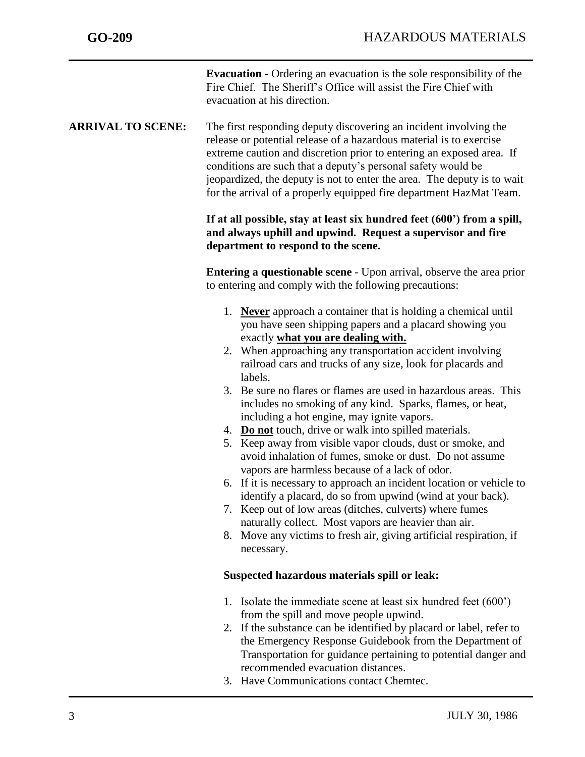**Evacuation -** Ordering an evacuation is the sole responsibility of the Fire Chief. The Sheriff's Office will assist the Fire Chief with evacuation at his direction.

**ARRIVAL TO SCENE:** The first responding deputy discovering an incident involving the release or potential release of a hazardous material is to exercise extreme caution and discretion prior to entering an exposed area. If conditions are such that a deputy's personal safety would be jeopardized, the deputy is not to enter the area. The deputy is to wait for the arrival of a properly equipped fire department HazMat Team.

**If at all possible, stay at least six hundred feet (600') from a spill, and always uphill and upwind. Request a supervisor and fire department to respond to the scene.**

**Entering a questionable scene** - Upon arrival, observe the area prior to entering and comply with the following precautions:

1. **Never** approach a container that is holding a chemical until you have seen shipping papers and a placard showing you exactly **what you are dealing with.**
2. When approaching any transportation accident involving railroad cars and trucks of any size, look for placards and labels.
3. Be sure no flares or flames are used in hazardous areas. This includes no smoking of any kind. Sparks, flames, or heat, including a hot engine, may ignite vapors.
4. **Do not** touch, drive or walk into spilled materials.
5. Keep away from visible vapor clouds, dust or smoke, and avoid inhalation of fumes, smoke or dust. Do not assume vapors are harmless because of a lack of odor.
6. If it is necessary to approach an incident location or vehicle to identify a placard, do so from upwind (wind at your back).
7. Keep out of low areas (ditches, culverts) where fumes naturally collect. Most vapors are heavier than air.
8. Move any victims to fresh air, giving artificial respiration, if necessary.

**Suspected hazardous materials spill or leak:**

1. Isolate the immediate scene at least six hundred feet (600') from the spill and move people upwind.
2. If the substance can be identified by placard or label, refer to the Emergency Response Guidebook from the Department of Transportation for guidance pertaining to potential danger and recommended evacuation distances.
3. Have Communications contact Chemtec.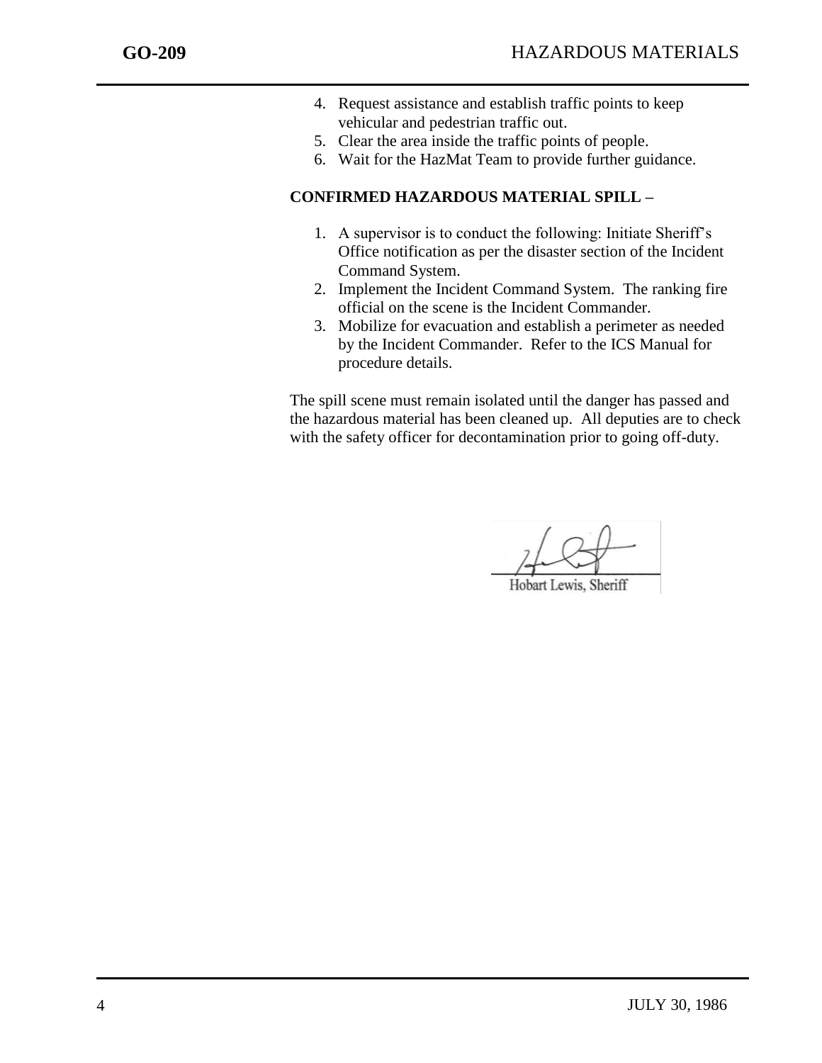4. Request assistance and establish traffic points to keep vehicular and pedestrian traffic out.
5. Clear the area inside the traffic points of people.
6. Wait for the HazMat Team to provide further guidance.

**CONFIRMED HAZARDOUS MATERIAL SPILL –**

1. A supervisor is to conduct the following: Initiate Sheriff's Office notification as per the disaster section of the Incident Command System.
2. Implement the Incident Command System. The ranking fire official on the scene is the Incident Commander.
3. Mobilize for evacuation and establish a perimeter as needed by the Incident Commander. Refer to the ICS Manual for procedure details.

The spill scene must remain isolated until the danger has passed and the hazardous material has been cleaned up. All deputies are to check with the safety officer for decontamination prior to going off-duty.

Hobart Lewis, Sheriff